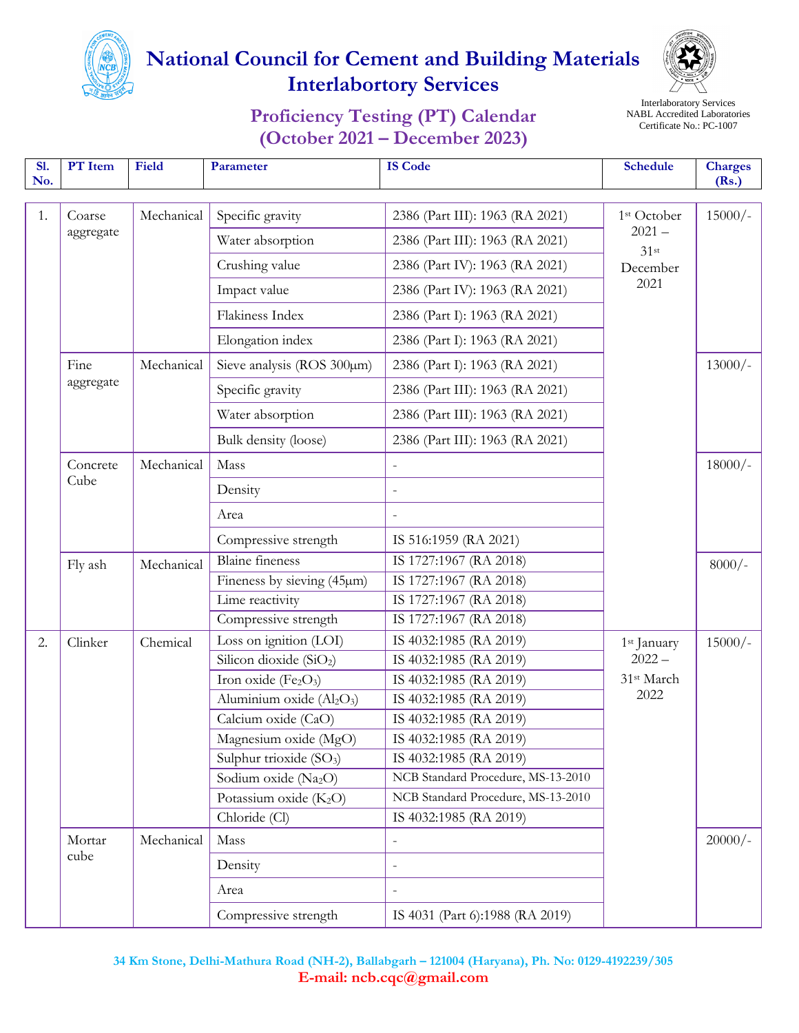# National Council for Cement and Building Materials
## Interlabortory Services

Interlaboratory Services
NABL Accredited Laboratories
Certificate No.: PC-1007

## Proficiency Testing (PT) Calendar
## (October 2021 – December 2023)

| Sl. No. | PT Item | Field | Parameter | IS Code | Schedule | Charges (Rs.) |
|---|---|---|---|---|---|---|
| 1. | Coarse aggregate | Mechanical | Specific gravity | 2386 (Part III): 1963 (RA 2021) | 1st October 2021 – 31st December 2021 | 15000/- |
| | | | Water absorption | 2386 (Part III): 1963 (RA 2021) | | |
| | | | Crushing value | 2386 (Part IV): 1963 (RA 2021) | | |
| | | | Impact value | 2386 (Part IV): 1963 (RA 2021) | | |
| | | | Flakiness Index | 2386 (Part I): 1963 (RA 2021) | | |
| | | | Elongation index | 2386 (Part I): 1963 (RA 2021) | | |
| | Fine aggregate | Mechanical | Sieve analysis (ROS 300µm) | 2386 (Part I): 1963 (RA 2021) | | 13000/- |
| | | | Specific gravity | 2386 (Part III): 1963 (RA 2021) | | |
| | | | Water absorption | 2386 (Part III): 1963 (RA 2021) | | |
| | | | Bulk density (loose) | 2386 (Part III): 1963 (RA 2021) | | |
| | Concrete Cube | Mechanical | Mass | - | | 18000/- |
| | | | Density | - | | |
| | | | Area | - | | |
| | | | Compressive strength | IS 516:1959 (RA 2021) | | |
| | Fly ash | Mechanical | Blaine fineness | IS 1727:1967 (RA 2018) | | 8000/- |
| | | | Fineness by sieving (45µm) | IS 1727:1967 (RA 2018) | | |
| | | | Lime reactivity | IS 1727:1967 (RA 2018) | | |
| | | | Compressive strength | IS 1727:1967 (RA 2018) | | |
| 2. | Clinker | Chemical | Loss on ignition (LOI) | IS 4032:1985 (RA 2019) | 1st January 2022 – 31st March 2022 | 15000/- |
| | | | Silicon dioxide ($SiO_2$) | IS 4032:1985 (RA 2019) | | |
| | | | Iron oxide ($Fe_2O_3$) | IS 4032:1985 (RA 2019) | | |
| | | | Aluminium oxide ($Al_2O_3$) | IS 4032:1985 (RA 2019) | | |
| | | | Calcium oxide (CaO) | IS 4032:1985 (RA 2019) | | |
| | | | Magnesium oxide (MgO) | IS 4032:1985 (RA 2019) | | |
| | | | Sulphur trioxide ($SO_3$) | IS 4032:1985 (RA 2019) | | |
| | | | Sodium oxide ($Na_2O$) | NCB Standard Procedure, MS-13-2010 | | |
| | | | Potassium oxide ($K_2O$) | NCB Standard Procedure, MS-13-2010 | | |
| | | | Chloride (Cl) | IS 4032:1985 (RA 2019) | | |
| | Mortar cube | Mechanical | Mass | - | | 20000/- |
| | | | Density | - | | |
| | | | Area | - | | |
| | | | Compressive strength | IS 4031 (Part 6):1988 (RA 2019) | | |

34 Km Stone, Delhi-Mathura Road (NH-2), Ballabgarh – 121004 (Haryana), Ph. No: 0129-4192239/305
E-mail: ncb.cqc@gmail.com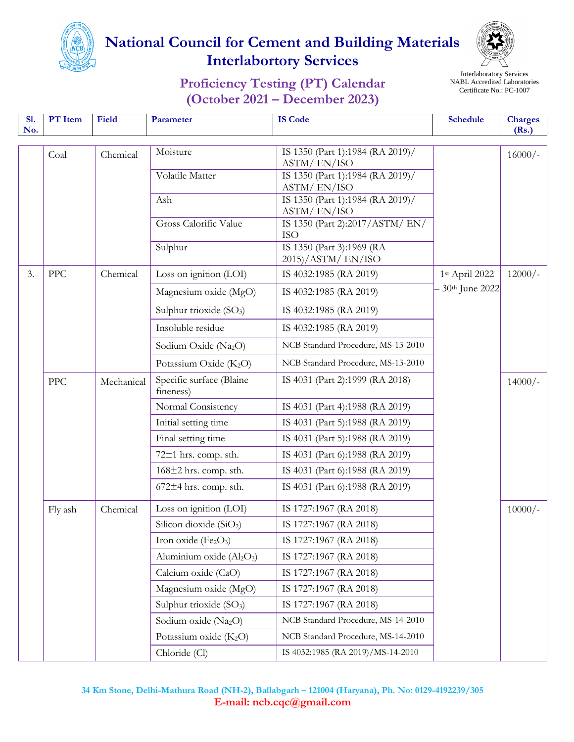# National Council for Cement and Building Materials
## Interlabortory Services

### Proficiency Testing (PT) Calendar
### (October 2021 – December 2023)

Interlaboratory Services
NABL Accredited Laboratories
Certificate No.: PC-1007

| Sl. No. | PT Item | Field | Parameter | IS Code | Schedule | Charges (Rs.) |
|---|---|---|---|---|---|---|
| | Coal | Chemical | Moisture | IS 1350 (Part 1):1984 (RA 2019)/ ASTM/ EN/ISO | | 16000/- |
| | | | Volatile Matter | IS 1350 (Part 1):1984 (RA 2019)/ ASTM/ EN/ISO | | |
| | | | Ash | IS 1350 (Part 1):1984 (RA 2019)/ ASTM/ EN/ISO | | |
| | | | Gross Calorific Value | IS 1350 (Part 2):2017/ASTM/ EN/ ISO | | |
| | | | Sulphur | IS 1350 (Part 3):1969 (RA 2015)/ASTM/ EN/ISO | | |
| 3. | PPC | Chemical | Loss on ignition (LOI) | IS 4032:1985 (RA 2019) | 1st April 2022 – 30th June 2022 | 12000/- |
| | | | Magnesium oxide (MgO) | IS 4032:1985 (RA 2019) | | |
| | | | Sulphur trioxide ($SO_3$) | IS 4032:1985 (RA 2019) | | |
| | | | Insoluble residue | IS 4032:1985 (RA 2019) | | |
| | | | Sodium Oxide ($Na_2O$) | NCB Standard Procedure, MS-13-2010 | | |
| | | | Potassium Oxide ($K_2O$) | NCB Standard Procedure, MS-13-2010 | | |
| | PPC | Mechanical | Specific surface (Blaine fineness) | IS 4031 (Part 2):1999 (RA 2018) | | 14000/- |
| | | | Normal Consistency | IS 4031 (Part 4):1988 (RA 2019) | | |
| | | | Initial setting time | IS 4031 (Part 5):1988 (RA 2019) | | |
| | | | Final setting time | IS 4031 (Part 5):1988 (RA 2019) | | |
| | | | 72±1 hrs. comp. sth. | IS 4031 (Part 6):1988 (RA 2019) | | |
| | | | 168±2 hrs. comp. sth. | IS 4031 (Part 6):1988 (RA 2019) | | |
| | | | 672±4 hrs. comp. sth. | IS 4031 (Part 6):1988 (RA 2019) | | |
| | Fly ash | Chemical | Loss on ignition (LOI) | IS 1727:1967 (RA 2018) | | 10000/- |
| | | | Silicon dioxide ($SiO_2$) | IS 1727:1967 (RA 2018) | | |
| | | | Iron oxide ($Fe_2O_3$) | IS 1727:1967 (RA 2018) | | |
| | | | Aluminium oxide ($Al_2O_3$) | IS 1727:1967 (RA 2018) | | |
| | | | Calcium oxide (CaO) | IS 1727:1967 (RA 2018) | | |
| | | | Magnesium oxide (MgO) | IS 1727:1967 (RA 2018) | | |
| | | | Sulphur trioxide ($SO_3$) | IS 1727:1967 (RA 2018) | | |
| | | | Sodium oxide ($Na_2O$) | NCB Standard Procedure, MS-14-2010 | | |
| | | | Potassium oxide ($K_2O$) | NCB Standard Procedure, MS-14-2010 | | |
| | | | Chloride (Cl) | IS 4032:1985 (RA 2019)/MS-14-2010 | | |

34 Km Stone, Delhi-Mathura Road (NH-2), Ballabgarh – 121004 (Haryana), Ph. No: 0129-4192239/305
**E-mail: ncb.cqc@gmail.com**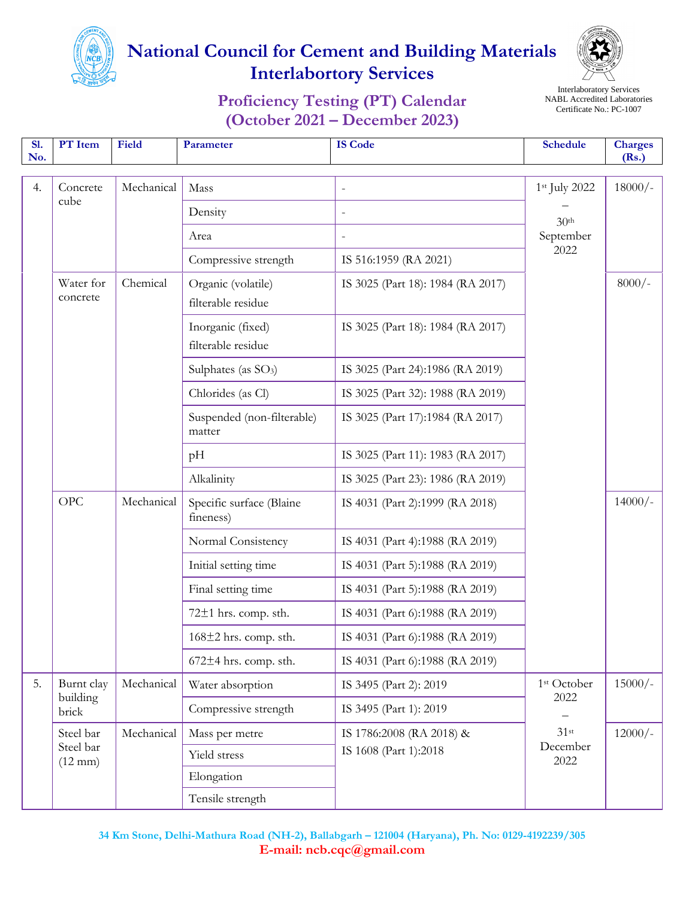# National Council for Cement and Building Materials
## Interlabortory Services

### Proficiency Testing (PT) Calendar
### (October 2021 – December 2023)

Interlaboratory Services
NABL Accredited Laboratories
Certificate No.: PC-1007

| Sl. No. | PT Item | Field | Parameter | IS Code | Schedule | Charges (Rs.) |
|---|---|---|---|---|---|---|
| 4. | Concrete cube | Mechanical | Mass | - | 1st July 2022 – 30th September 2022 | 18000/- |
| | | | Density | - | | |
| | | | Area | - | | |
| | | | Compressive strength | IS 516:1959 (RA 2021) | | |
| | Water for concrete | Chemical | Organic (volatile) filterable residue | IS 3025 (Part 18): 1984 (RA 2017) | | 8000/- |
| | | | Inorganic (fixed) filterable residue | IS 3025 (Part 18): 1984 (RA 2017) | | |
| | | | Sulphates (as $SO_3$) | IS 3025 (Part 24):1986 (RA 2019) | | |
| | | | Chlorides (as Cl) | IS 3025 (Part 32): 1988 (RA 2019) | | |
| | | | Suspended (non-filterable) matter | IS 3025 (Part 17):1984 (RA 2017) | | |
| | | | pH | IS 3025 (Part 11): 1983 (RA 2017) | | |
| | | | Alkalinity | IS 3025 (Part 23): 1986 (RA 2019) | | |
| | OPC | Mechanical | Specific surface (Blaine fineness) | IS 4031 (Part 2):1999 (RA 2018) | | 14000/- |
| | | | Normal Consistency | IS 4031 (Part 4):1988 (RA 2019) | | |
| | | | Initial setting time | IS 4031 (Part 5):1988 (RA 2019) | | |
| | | | Final setting time | IS 4031 (Part 5):1988 (RA 2019) | | |
| | | | 72±1 hrs. comp. sth. | IS 4031 (Part 6):1988 (RA 2019) | | |
| | | | 168±2 hrs. comp. sth. | IS 4031 (Part 6):1988 (RA 2019) | | |
| | | | 672±4 hrs. comp. sth. | IS 4031 (Part 6):1988 (RA 2019) | | |
| 5. | Burnt clay building brick | Mechanical | Water absorption | IS 3495 (Part 2): 2019 | 1st October 2022 – 31st December 2022 | 15000/- |
| | | | Compressive strength | IS 3495 (Part 1): 2019 | | |
| | Steel bar Steel bar (12 mm) | Mechanical | Mass per metre | IS 1786:2008 (RA 2018) & IS 1608 (Part 1):2018 | | 12000/- |
| | | | Yield stress | | | |
| | | | Elongation | | | |
| | | | Tensile strength | | | |

**34 Km Stone, Delhi-Mathura Road (NH-2), Ballabgarh – 121004 (Haryana), Ph. No: 0129-4192239/305**
**E-mail: ncb.cqc@gmail.com**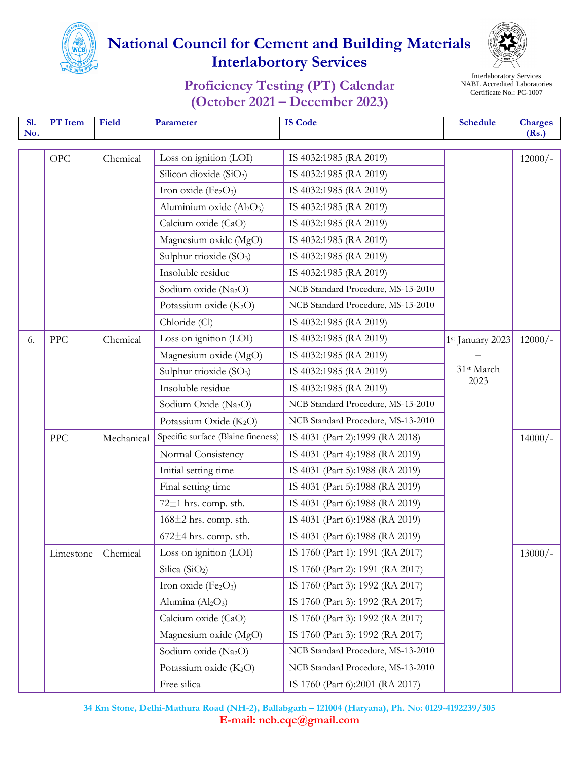# National Council for Cement and Building Materials
## Interlabortory Services

Interlaboratory Services
NABL Accredited Laboratories
Certificate No.: PC-1007

## Proficiency Testing (PT) Calendar
## (October 2021 – December 2023)

| Sl. No. | PT Item | Field | Parameter | IS Code | Schedule | Charges (Rs.) |
|---|---|---|---|---|---|---|
| | OPC | Chemical | Loss on ignition (LOI) | IS 4032:1985 (RA 2019) | | 12000/- |
| | | | Silicon dioxide ($SiO_2$) | IS 4032:1985 (RA 2019) | | |
| | | | Iron oxide ($Fe_2O_3$) | IS 4032:1985 (RA 2019) | | |
| | | | Aluminium oxide ($Al_2O_3$) | IS 4032:1985 (RA 2019) | | |
| | | | Calcium oxide (CaO) | IS 4032:1985 (RA 2019) | | |
| | | | Magnesium oxide (MgO) | IS 4032:1985 (RA 2019) | | |
| | | | Sulphur trioxide ($SO_3$) | IS 4032:1985 (RA 2019) | | |
| | | | Insoluble residue | IS 4032:1985 (RA 2019) | | |
| | | | Sodium oxide ($Na_2O$) | NCB Standard Procedure, MS-13-2010 | | |
| | | | Potassium oxide ($K_2O$) | NCB Standard Procedure, MS-13-2010 | | |
| | | | Chloride (Cl) | IS 4032:1985 (RA 2019) | | |
| 6. | PPC | Chemical | Loss on ignition (LOI) | IS 4032:1985 (RA 2019) | 1st January 2023 – 31st March 2023 | 12000/- |
| | | | Magnesium oxide (MgO) | IS 4032:1985 (RA 2019) | | |
| | | | Sulphur trioxide ($SO_3$) | IS 4032:1985 (RA 2019) | | |
| | | | Insoluble residue | IS 4032:1985 (RA 2019) | | |
| | | | Sodium Oxide ($Na_2O$) | NCB Standard Procedure, MS-13-2010 | | |
| | | | Potassium Oxide ($K_2O$) | NCB Standard Procedure, MS-13-2010 | | |
| | PPC | Mechanical | Specific surface (Blaine fineness) | IS 4031 (Part 2):1999 (RA 2018) | | 14000/- |
| | | | Normal Consistency | IS 4031 (Part 4):1988 (RA 2019) | | |
| | | | Initial setting time | IS 4031 (Part 5):1988 (RA 2019) | | |
| | | | Final setting time | IS 4031 (Part 5):1988 (RA 2019) | | |
| | | | 72±1 hrs. comp. sth. | IS 4031 (Part 6):1988 (RA 2019) | | |
| | | | 168±2 hrs. comp. sth. | IS 4031 (Part 6):1988 (RA 2019) | | |
| | | | 672±4 hrs. comp. sth. | IS 4031 (Part 6):1988 (RA 2019) | | |
| | Limestone | Chemical | Loss on ignition (LOI) | IS 1760 (Part 1): 1991 (RA 2017) | | 13000/- |
| | | | Silica ($SiO_2$) | IS 1760 (Part 2): 1991 (RA 2017) | | |
| | | | Iron oxide ($Fe_2O_3$) | IS 1760 (Part 3): 1992 (RA 2017) | | |
| | | | Alumina ($Al_2O_3$) | IS 1760 (Part 3): 1992 (RA 2017) | | |
| | | | Calcium oxide (CaO) | IS 1760 (Part 3): 1992 (RA 2017) | | |
| | | | Magnesium oxide (MgO) | IS 1760 (Part 3): 1992 (RA 2017) | | |
| | | | Sodium oxide ($Na_2O$) | NCB Standard Procedure, MS-13-2010 | | |
| | | | Potassium oxide ($K_2O$) | NCB Standard Procedure, MS-13-2010 | | |
| | | | Free silica | IS 1760 (Part 6):2001 (RA 2017) | | |

34 Km Stone, Delhi-Mathura Road (NH-2), Ballabgarh – 121004 (Haryana), Ph. No: 0129-4192239/305
E-mail: ncb.cqc@gmail.com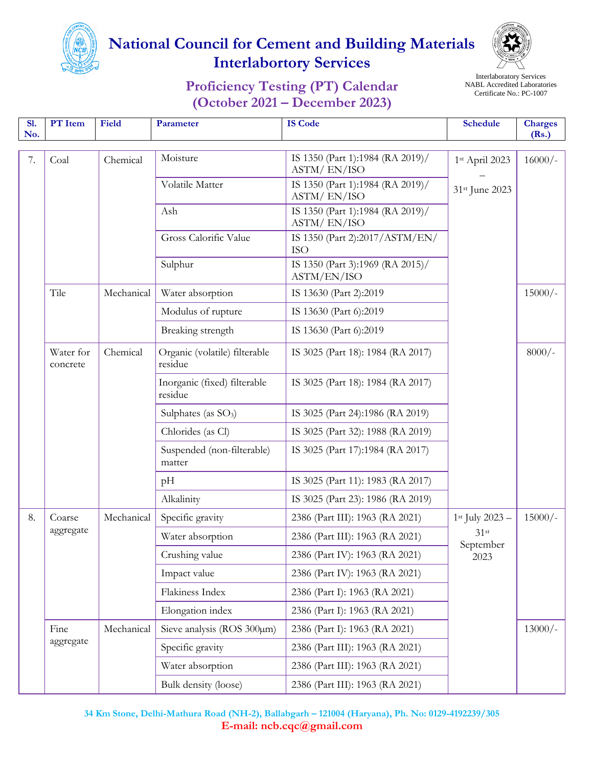# National Council for Cement and Building Materials
## Interlabortory Services

Interlaboratory Services
NABL Accredited Laboratories
Certificate No.: PC-1007

## Proficiency Testing (PT) Calendar (October 2021 – December 2023)

| Sl. No. | PT Item | Field | Parameter | IS Code | Schedule | Charges (Rs.) |
|---|---|---|---|---|---|---|
| 7. | Coal | Chemical | Moisture | IS 1350 (Part 1):1984 (RA 2019)/ ASTM/ EN/ISO | 1st April 2023 – 31st June 2023 | 16000/- |
| | | | Volatile Matter | IS 1350 (Part 1):1984 (RA 2019)/ ASTM/ EN/ISO | | |
| | | | Ash | IS 1350 (Part 1):1984 (RA 2019)/ ASTM/ EN/ISO | | |
| | | | Gross Calorific Value | IS 1350 (Part 2):2017/ASTM/EN/ ISO | | |
| | | | Sulphur | IS 1350 (Part 3):1969 (RA 2015)/ ASTM/EN/ISO | | |
| | Tile | Mechanical | Water absorption | IS 13630 (Part 2):2019 | | 15000/- |
| | | | Modulus of rupture | IS 13630 (Part 6):2019 | | |
| | | | Breaking strength | IS 13630 (Part 6):2019 | | |
| | Water for concrete | Chemical | Organic (volatile) filterable residue | IS 3025 (Part 18): 1984 (RA 2017) | | 8000/- |
| | | | Inorganic (fixed) filterable residue | IS 3025 (Part 18): 1984 (RA 2017) | | |
| | | | Sulphates (as $SO_3$) | IS 3025 (Part 24):1986 (RA 2019) | | |
| | | | Chlorides (as Cl) | IS 3025 (Part 32): 1988 (RA 2019) | | |
| | | | Suspended (non-filterable) matter | IS 3025 (Part 17):1984 (RA 2017) | | |
| | | | pH | IS 3025 (Part 11): 1983 (RA 2017) | | |
| | | | Alkalinity | IS 3025 (Part 23): 1986 (RA 2019) | | |
| 8. | Coarse aggregate | Mechanical | Specific gravity | 2386 (Part III): 1963 (RA 2021) | 1st July 2023 – 31st September 2023 | 15000/- |
| | | | Water absorption | 2386 (Part III): 1963 (RA 2021) | | |
| | | | Crushing value | 2386 (Part IV): 1963 (RA 2021) | | |
| | | | Impact value | 2386 (Part IV): 1963 (RA 2021) | | |
| | | | Flakiness Index | 2386 (Part I): 1963 (RA 2021) | | |
| | | | Elongation index | 2386 (Part I): 1963 (RA 2021) | | |
| | Fine aggregate | Mechanical | Sieve analysis (ROS 300µm) | 2386 (Part I): 1963 (RA 2021) | | 13000/- |
| | | | Specific gravity | 2386 (Part III): 1963 (RA 2021) | | |
| | | | Water absorption | 2386 (Part III): 1963 (RA 2021) | | |
| | | | Bulk density (loose) | 2386 (Part III): 1963 (RA 2021) | | |

34 Km Stone, Delhi-Mathura Road (NH-2), Ballabgarh – 121004 (Haryana), Ph. No: 0129-4192239/305
E-mail: ncb.cqc@gmail.com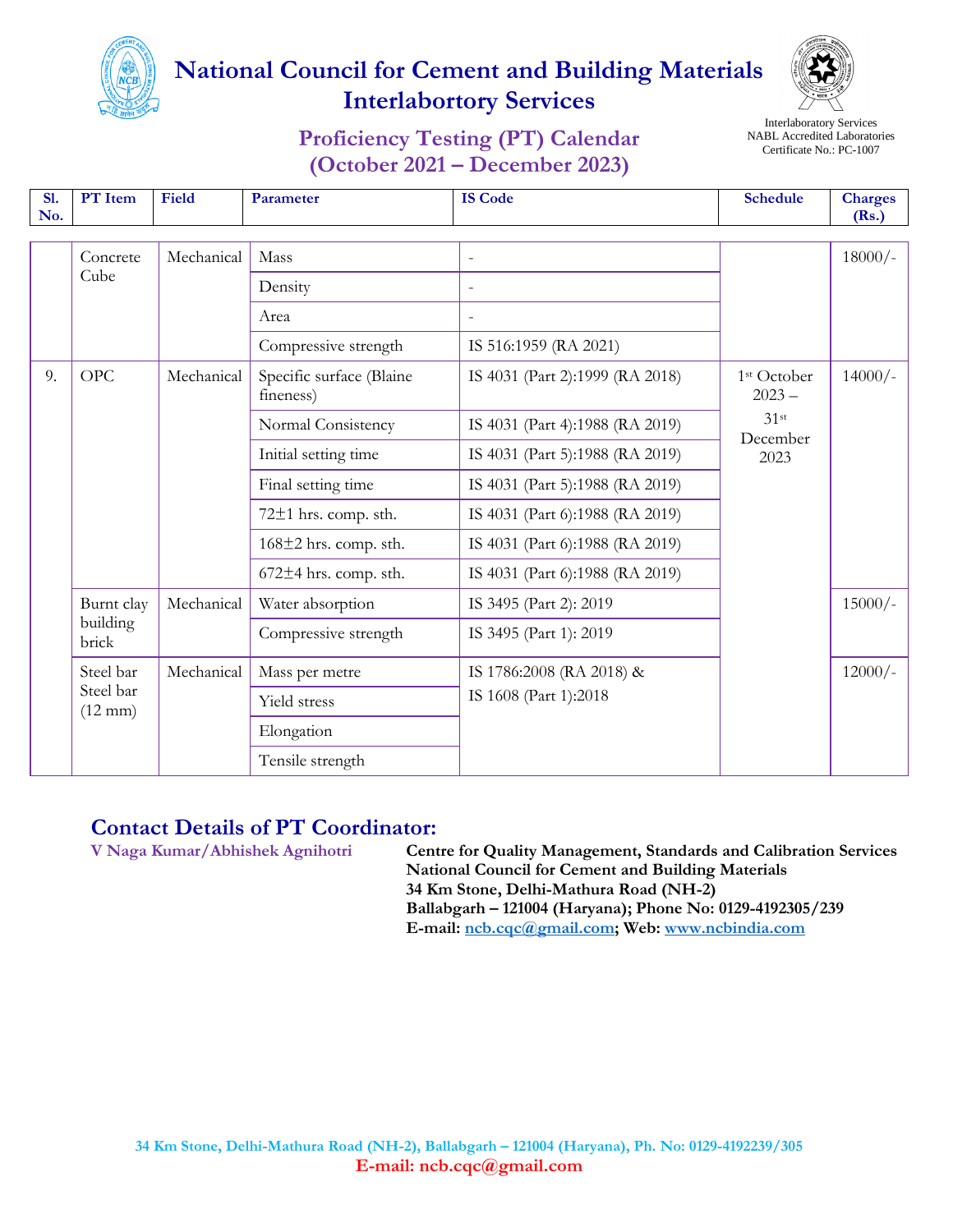# National Council for Cement and Building Materials
# Interlabortory Services

Interlaboratory Services
NABL Accredited Laboratories
Certificate No.: PC-1007

## Proficiency Testing (PT) Calendar
## (October 2021 – December 2023)

| Sl. No. | PT Item | Field | Parameter | IS Code | Schedule | Charges (Rs.) |
|---|---|---|---|---|---|---|
| | Concrete Cube | Mechanical | Mass | - | | 18000/- |
| | | | Density | - | | |
| | | | Area | - | | |
| | | | Compressive strength | IS 516:1959 (RA 2021) | | |
| 9. | OPC | Mechanical | Specific surface (Blaine fineness) | IS 4031 (Part 2):1999 (RA 2018) | 1st October 2023 – 31st December 2023 | 14000/- |
| | | | Normal Consistency | IS 4031 (Part 4):1988 (RA 2019) | | |
| | | | Initial setting time | IS 4031 (Part 5):1988 (RA 2019) | | |
| | | | Final setting time | IS 4031 (Part 5):1988 (RA 2019) | | |
| | | | 72±1 hrs. comp. sth. | IS 4031 (Part 6):1988 (RA 2019) | | |
| | | | 168±2 hrs. comp. sth. | IS 4031 (Part 6):1988 (RA 2019) | | |
| | | | 672±4 hrs. comp. sth. | IS 4031 (Part 6):1988 (RA 2019) | | |
| | Burnt clay building brick | Mechanical | Water absorption | IS 3495 (Part 2): 2019 | | 15000/- |
| | | | Compressive strength | IS 3495 (Part 1): 2019 | | |
| | Steel bar Steel bar (12 mm) | Mechanical | Mass per metre | IS 1786:2008 (RA 2018) & IS 1608 (Part 1):2018 | | 12000/- |
| | | | Yield stress | | | |
| | | | Elongation | | | |
| | | | Tensile strength | | | |

## Contact Details of PT Coordinator:

**V Naga Kumar/Abhishek Agnihotri**

**Centre for Quality Management, Standards and Calibration Services**
**National Council for Cement and Building Materials**
**34 Km Stone, Delhi-Mathura Road (NH-2)**
**Ballabgarh – 121004 (Haryana); Phone No: 0129-4192305/239**
**E-mail: ncb.cqc@gmail.com; Web: www.ncbindia.com**